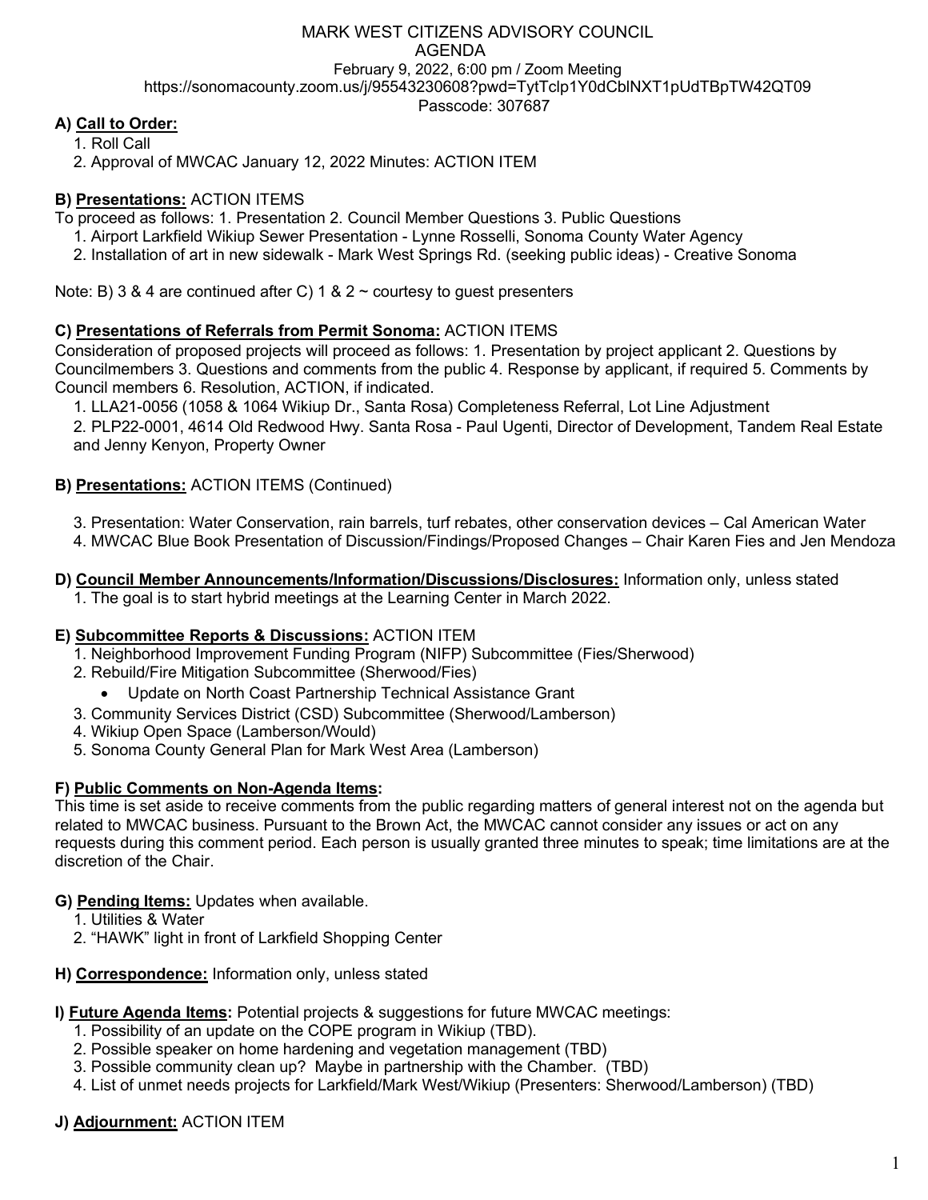# MARK WEST CITIZENS ADVISORY COUNCIL

## AGENDA

February 9, 2022, 6:00 pm / Zoom Meeting
https://sonomacounty.zoom.us/j/95543230608?pwd=TytTclp1Y0dCblNXT1pUdTBpTW42QT09
Passcode: 307687

**A) Call to Order:**

1. Roll Call
2. Approval of MWCAC January 12, 2022 Minutes: ACTION ITEM

**B) Presentations:** ACTION ITEMS

To proceed as follows: 1. Presentation 2. Council Member Questions 3. Public Questions

1. Airport Larkfield Wikiup Sewer Presentation - Lynne Rosselli, Sonoma County Water Agency
2. Installation of art in new sidewalk - Mark West Springs Rd. (seeking public ideas) - Creative Sonoma

Note: B) 3 & 4 are continued after C) 1 & 2 ~ courtesy to guest presenters

**C) Presentations of Referrals from Permit Sonoma:** ACTION ITEMS

Consideration of proposed projects will proceed as follows: 1. Presentation by project applicant 2. Questions by Councilmembers 3. Questions and comments from the public 4. Response by applicant, if required 5. Comments by Council members 6. Resolution, ACTION, if indicated.

1. LLA21-0056 (1058 & 1064 Wikiup Dr., Santa Rosa) Completeness Referral, Lot Line Adjustment
2. PLP22-0001, 4614 Old Redwood Hwy. Santa Rosa - Paul Ugenti, Director of Development, Tandem Real Estate and Jenny Kenyon, Property Owner

**B) Presentations:** ACTION ITEMS (Continued)

3. Presentation: Water Conservation, rain barrels, turf rebates, other conservation devices – Cal American Water
4. MWCAC Blue Book Presentation of Discussion/Findings/Proposed Changes – Chair Karen Fies and Jen Mendoza

**D) Council Member Announcements/Information/Discussions/Disclosures:** Information only, unless stated

1. The goal is to start hybrid meetings at the Learning Center in March 2022.

**E) Subcommittee Reports & Discussions:** ACTION ITEM

1. Neighborhood Improvement Funding Program (NIFP) Subcommittee (Fies/Sherwood)
2. Rebuild/Fire Mitigation Subcommittee (Sherwood/Fies)
   - Update on North Coast Partnership Technical Assistance Grant
3. Community Services District (CSD) Subcommittee (Sherwood/Lamberson)
4. Wikiup Open Space (Lamberson/Would)
5. Sonoma County General Plan for Mark West Area (Lamberson)

**F) Public Comments on Non-Agenda Items:**

This time is set aside to receive comments from the public regarding matters of general interest not on the agenda but related to MWCAC business. Pursuant to the Brown Act, the MWCAC cannot consider any issues or act on any requests during this comment period. Each person is usually granted three minutes to speak; time limitations are at the discretion of the Chair.

**G) Pending Items:** Updates when available.

1. Utilities & Water
2. "HAWK" light in front of Larkfield Shopping Center

**H) Correspondence:** Information only, unless stated

**I) Future Agenda Items:** Potential projects & suggestions for future MWCAC meetings:

1. Possibility of an update on the COPE program in Wikiup (TBD).
2. Possible speaker on home hardening and vegetation management (TBD)
3. Possible community clean up? Maybe in partnership with the Chamber. (TBD)
4. List of unmet needs projects for Larkfield/Mark West/Wikiup (Presenters: Sherwood/Lamberson) (TBD)

**J) Adjournment:** ACTION ITEM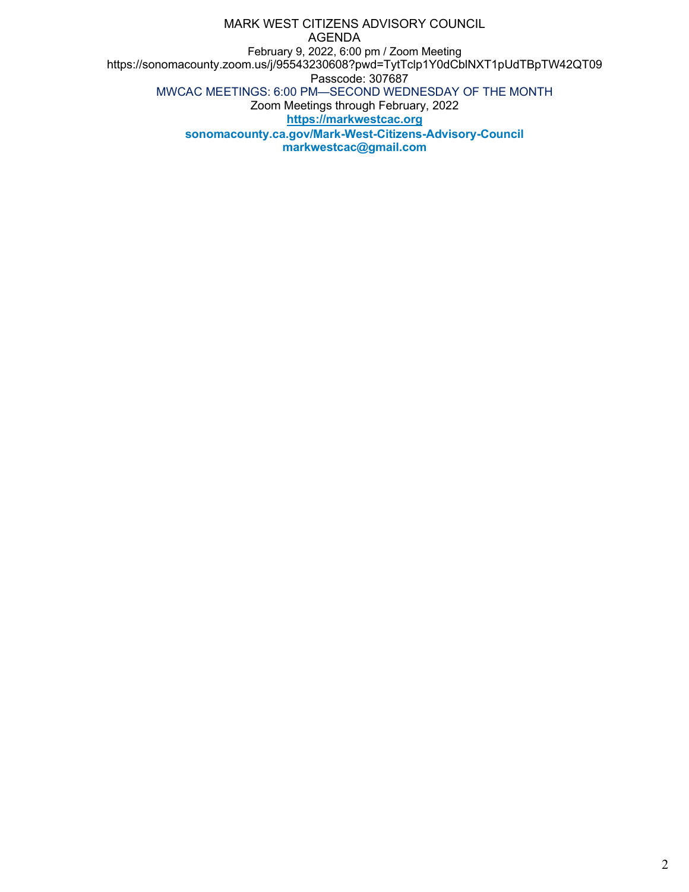MARK WEST CITIZENS ADVISORY COUNCIL

AGENDA

February 9, 2022, 6:00 pm / Zoom Meeting

https://sonomacounty.zoom.us/j/95543230608?pwd=TytTclp1Y0dCblNXT1pUdTBpTW42QT09

Passcode: 307687

MWCAC MEETINGS: 6:00 PM—SECOND WEDNESDAY OF THE MONTH

Zoom Meetings through February, 2022

**https://markwestcac.org**

**sonomacounty.ca.gov/Mark-West-Citizens-Advisory-Council**

**markwestcac@gmail.com**